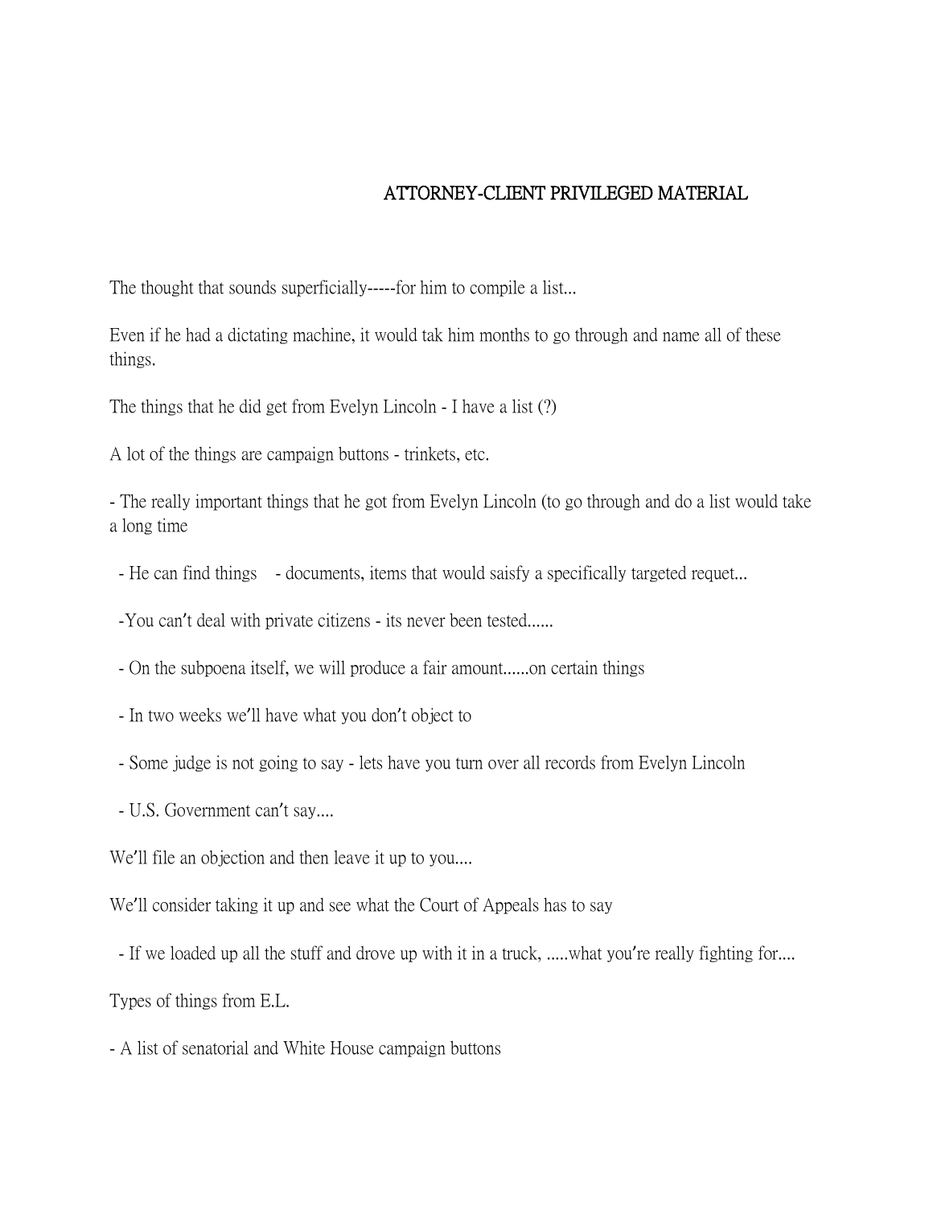ATTORNEY-CLIENT PRIVILEGED MATERIAL

The thought that sounds superficially-----for him to compile a list...

Even if he had a dictating machine, it would tak him months to go through and name all of these things.

The things that he did get from Evelyn Lincoln - I have a list (?)

A lot of the things are campaign buttons - trinkets, etc.

- The really important things that he got from Evelyn Lincoln (to go through and do a list would take a long time

  - He can find things   - documents, items that would saisfy a specifically targeted requet...

  -You can't deal with private citizens - its never been tested......

  - On the subpoena itself, we will produce a fair amount......on certain things

  - In two weeks we'll have what you don't object to

  - Some judge is not going to say - lets have you turn over all records from Evelyn Lincoln

  - U.S. Government can't say....

We'll file an objection and then leave it up to you....

We'll consider taking it up and see what the Court of Appeals has to say

  - If we loaded up all the stuff and drove up with it in a truck, .....what you're really fighting for....

Types of things from E.L.

- A list of senatorial and White House campaign buttons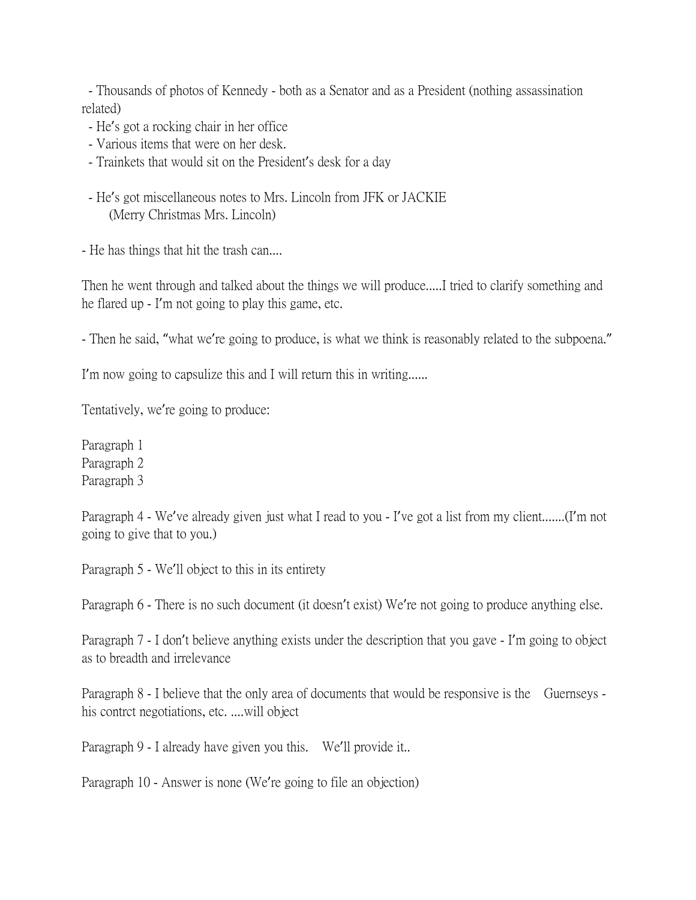- Thousands of photos of Kennedy - both as a Senator and as a President (nothing assassination related)
- He's got a rocking chair in her office
- Various items that were on her desk.
- Trainkets that would sit on the President's desk for a day

- He's got miscellaneous notes to Mrs. Lincoln from JFK or JACKIE
  (Merry Christmas Mrs. Lincoln)

- He has things that hit the trash can....

Then he went through and talked about the things we will produce.....I tried to clarify something and he flared up - I'm not going to play this game, etc.

- Then he said, "what we're going to produce, is what we think is reasonably related to the subpoena."

I'm now going to capsulize this and I will return this in writing......

Tentatively, we're going to produce:

Paragraph 1
Paragraph 2
Paragraph 3

Paragraph 4 - We've already given just what I read to you - I've got a list from my client.......(I'm not going to give that to you.)

Paragraph 5 - We'll object to this in its entirety

Paragraph 6 - There is no such document (it doesn't exist) We're not going to produce anything else.

Paragraph 7 - I don't believe anything exists under the description that you gave - I'm going to object as to breadth and irrelevance

Paragraph 8 - I believe that the only area of documents that would be responsive is the Guernseys - his contrct negotiations, etc. ....will object

Paragraph 9 - I already have given you this. We'll provide it..

Paragraph 10 - Answer is none (We're going to file an objection)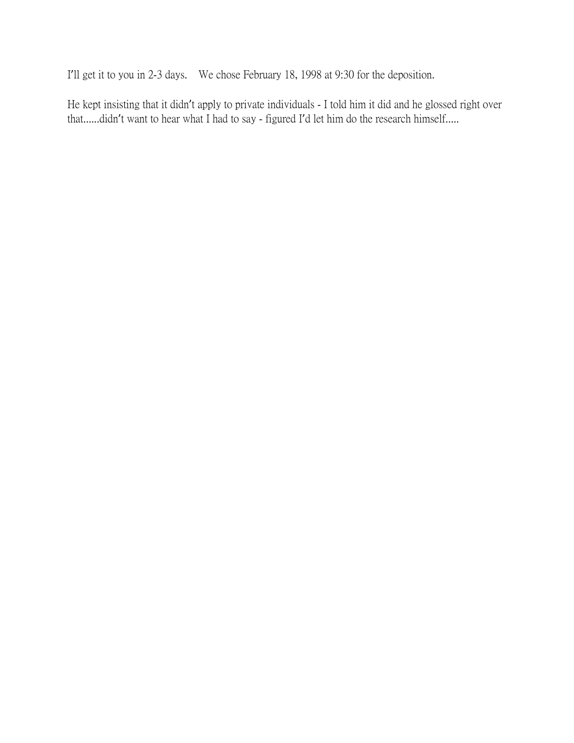I'll get it to you in 2-3 days.    We chose February 18, 1998 at 9:30 for the deposition.

He kept insisting that it didn't apply to private individuals - I told him it did and he glossed right over that......didn't want to hear what I had to say - figured I'd let him do the research himself.....